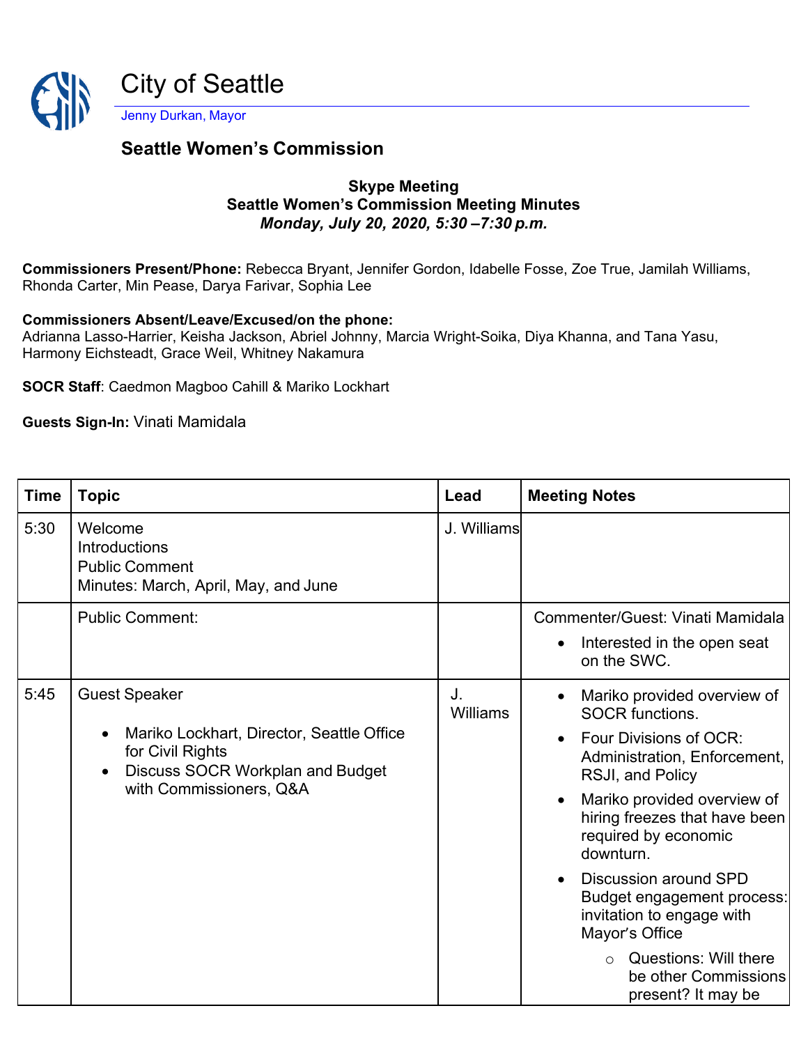# City of Seattle

Jenny Durkan, Mayor

## Seattle Women's Commission

**Skype Meeting**
**Seattle Women's Commission Meeting Minutes**
***Monday, July 20, 2020, 5:30 –7:30 p.m.***

**Commissioners Present/Phone:** Rebecca Bryant, Jennifer Gordon, Idabelle Fosse, Zoe True, Jamilah Williams, Rhonda Carter, Min Pease, Darya Farivar, Sophia Lee

**Commissioners Absent/Leave/Excused/on the phone:**
Adrianna Lasso-Harrier, Keisha Jackson, Abriel Johnny, Marcia Wright-Soika, Diya Khanna, and Tana Yasu, Harmony Eichsteadt, Grace Weil, Whitney Nakamura

**SOCR Staff**: Caedmon Magboo Cahill & Mariko Lockhart

**Guests Sign-In:** Vinati Mamidala

| Time | Topic | Lead | Meeting Notes |
|---|---|---|---|
| 5:30 | Welcome<br>Introductions<br>Public Comment<br>Minutes: March, April, May, and June | J. Williams | |
| | Public Comment: | | Commenter/Guest: Vinati Mamidala<br>• Interested in the open seat on the SWC. |
| 5:45 | Guest Speaker<br>• Mariko Lockhart, Director, Seattle Office for Civil Rights<br>• Discuss SOCR Workplan and Budget with Commissioners, Q&A | J. Williams | • Mariko provided overview of SOCR functions.<br>• Four Divisions of OCR: Administration, Enforcement, RSJI, and Policy<br>• Mariko provided overview of hiring freezes that have been required by economic downturn.<br>• Discussion around SPD Budget engagement process: invitation to engage with Mayor's Office<br>  ○ Questions: Will there be other Commissions present? It may be |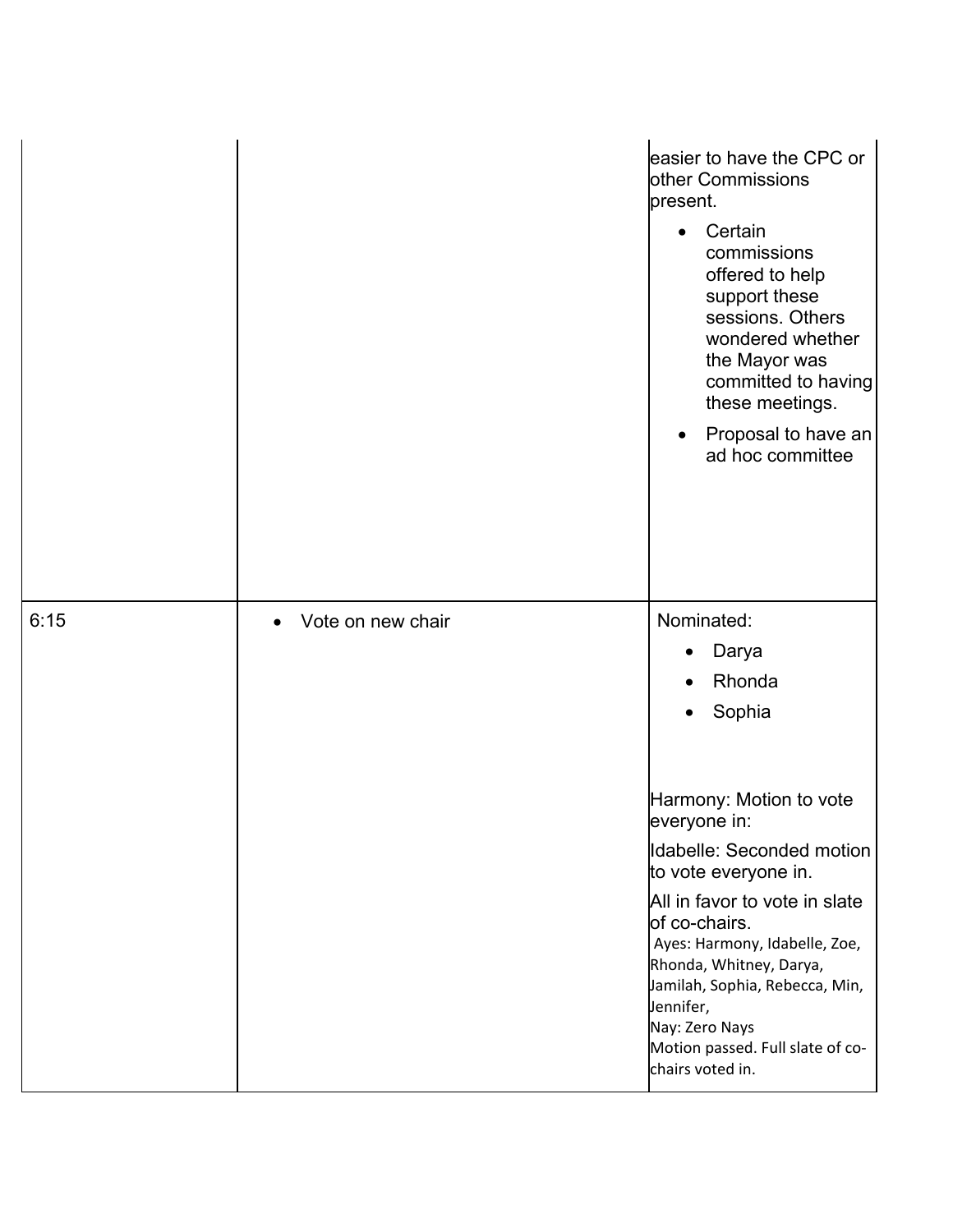| | | |
|---|---|---|
| | | easier to have the CPC or other Commissions present.<br>• Certain commissions offered to help support these sessions. Others wondered whether the Mayor was committed to having these meetings.<br>• Proposal to have an ad hoc committee |
| 6:15 | • Vote on new chair | Nominated:<br>• Darya<br>• Rhonda<br>• Sophia<br><br>Harmony: Motion to vote everyone in:<br>Idabelle: Seconded motion to vote everyone in.<br>All in favor to vote in slate of co-chairs.<br>Ayes: Harmony, Idabelle, Zoe, Rhonda, Whitney, Darya, Jamilah, Sophia, Rebecca, Min, Jennifer,<br>Nay: Zero Nays<br>Motion passed. Full slate of co-chairs voted in. |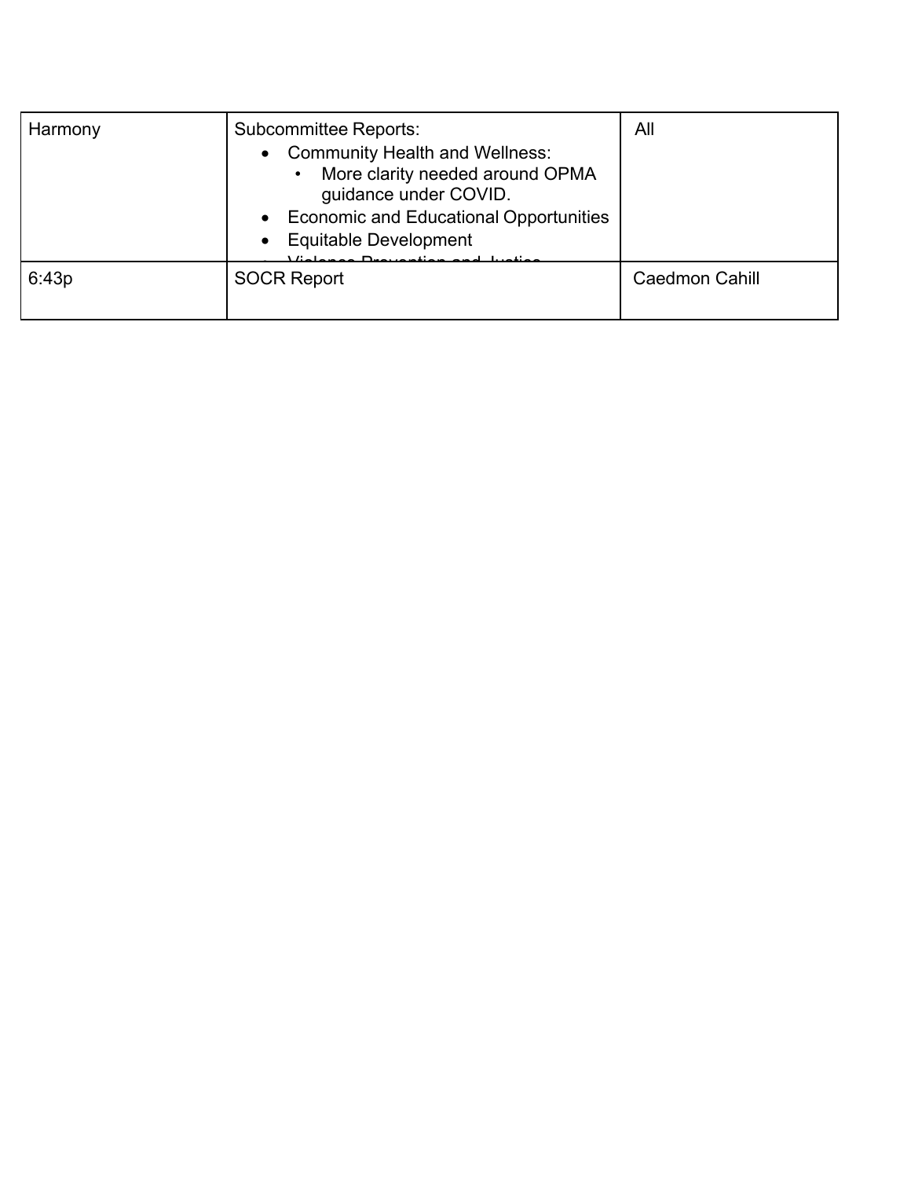| | | |
|---|---|---|
| Harmony | Subcommittee Reports:<br>• Community Health and Wellness:<br>  • More clarity needed around OPMA guidance under COVID.<br>• Economic and Educational Opportunities<br>• Equitable Development<br>• Violence Prevention and Justice | All |
| 6:43p | SOCR Report | Caedmon Cahill |